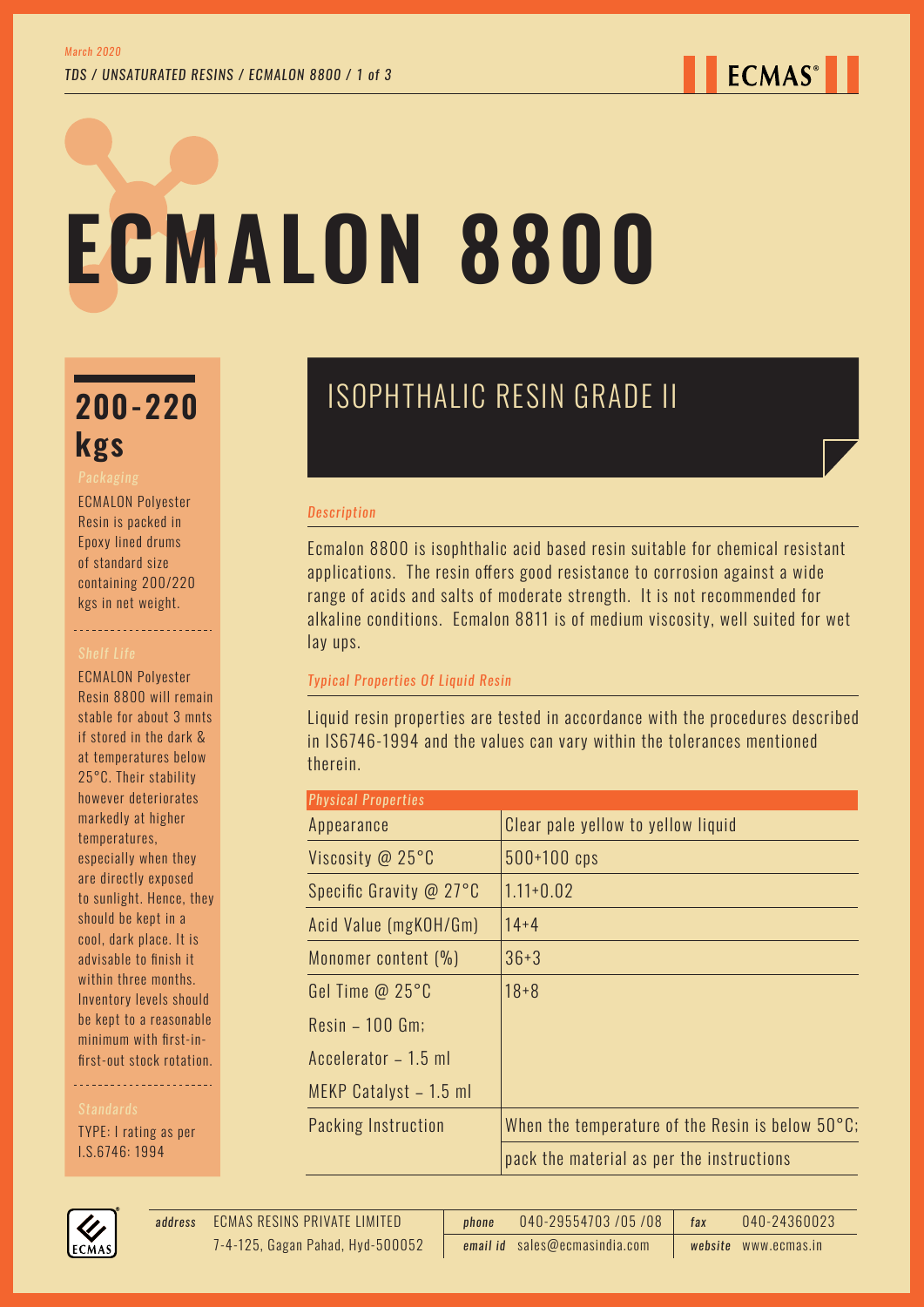# ECMALON 8800

## 200-220 kgs

*Packaging*

ECMALON Polyester Resin is packed in Epoxy lined drums of standard size containing 200/220 kgs in net weight.

*Shelf Life*

ECMALON Polyester Resin 8800 will remain stable for about 3 mnts if stored in the dark & at temperatures below 25°C. Their stability however deteriorates markedly at higher temperatures, especially when they are directly exposed to sunlight. Hence, they should be kept in a cool, dark place. It is advisable to finish it within three months. Inventory levels should be kept to a reasonable minimum with first-in-first-out stock rotation.

*Standards*

TYPE: I rating as per I.S.6746: 1994

## ISOPHTHALIC RESIN GRADE II

*Description*

Ecmalon 8800 is isophthalic acid based resin suitable for chemical resistant applications. The resin offers good resistance to corrosion against a wide range of acids and salts of moderate strength. It is not recommended for alkaline conditions. Ecmalon 8811 is of medium viscosity, well suited for wet lay ups.

*Typical Properties Of Liquid Resin*

Liquid resin properties are tested in accordance with the procedures described in IS6746-1994 and the values can vary within the tolerances mentioned therein.

| *Physical Properties* | |
|---|---|
| Appearance | Clear pale yellow to yellow liquid |
| Viscosity @ 25°C | 500+100 cps |
| Specific Gravity @ 27°C | 1.11+0.02 |
| Acid Value (mgKOH/Gm) | 14+4 |
| Monomer content (%) | 36+3 |
| Gel Time @ 25°C<br>Resin – 100 Gm;<br>Accelerator – 1.5 ml<br>MEKP Catalyst – 1.5 ml | 18+8 |
| Packing Instruction | When the temperature of the Resin is below 50°C; pack the material as per the instructions |

*address* ECMAS RESINS PRIVATE LIMITED, 7-4-125, Gagan Pahad, Hyd-500052
*phone* 040-29554703 /05 /08
*email id* sales@ecmasindia.com
*fax* 040-24360023
*website* www.ecmas.in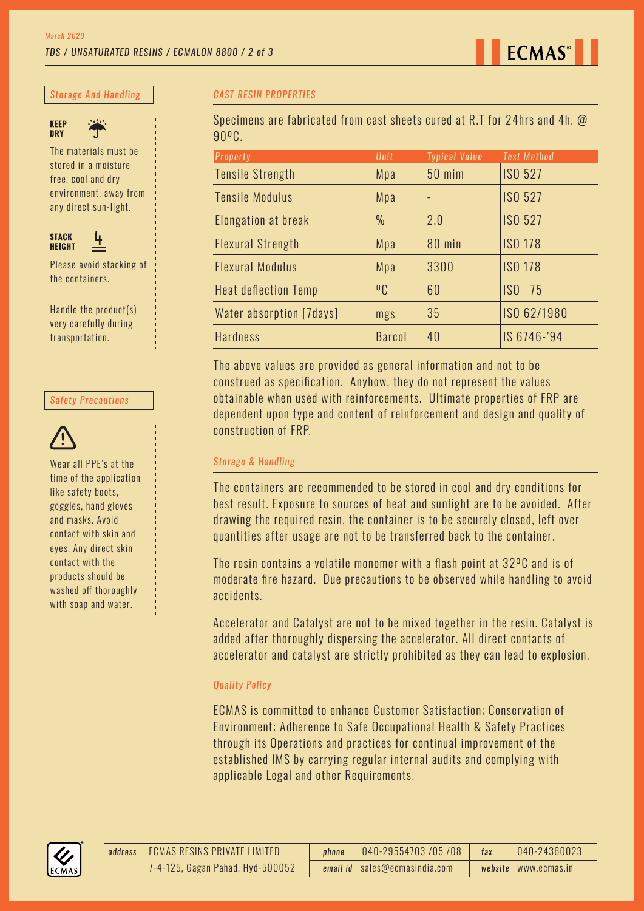## Storage And Handling

**KEEP DRY**

The materials must be stored in a moisture free, cool and dry environment, away from any direct sun-light.

**STACK HEIGHT**

Please avoid stacking of the containers.

Handle the product(s) very carefully during transportation.

## Safety Precautions

Wear all PPE's at the time of the application like safety boots, goggles, hand gloves and masks. Avoid contact with skin and eyes. Any direct skin contact with the products should be washed off thoroughly with soap and water.

## CAST RESIN PROPERTIES

Specimens are fabricated from cast sheets cured at R.T for 24hrs and 4h. @ 90ºC.

| Property | Unit | Typical Value | Test Method |
|---|---|---|---|
| Tensile Strength | Mpa | 50 mim | ISO 527 |
| Tensile Modulus | Mpa | - | ISO 527 |
| Elongation at break | % | 2.0 | ISO 527 |
| Flexural Strength | Mpa | 80 min | ISO 178 |
| Flexural Modulus | Mpa | 3300 | ISO 178 |
| Heat deflection Temp | ºC | 60 | ISO 75 |
| Water absorption [7days] | mgs | 35 | ISO 62/1980 |
| Hardness | Barcol | 40 | IS 6746-'94 |

The above values are provided as general information and not to be construed as specification. Anyhow, they do not represent the values obtainable when used with reinforcements. Ultimate properties of FRP are dependent upon type and content of reinforcement and design and quality of construction of FRP.

## Storage & Handling

The containers are recommended to be stored in cool and dry conditions for best result. Exposure to sources of heat and sunlight are to be avoided. After drawing the required resin, the container is to be securely closed, left over quantities after usage are not to be transferred back to the container.

The resin contains a volatile monomer with a flash point at 32ºC and is of moderate fire hazard. Due precautions to be observed while handling to avoid accidents.

Accelerator and Catalyst are not to be mixed together in the resin. Catalyst is added after thoroughly dispersing the accelerator. All direct contacts of accelerator and catalyst are strictly prohibited as they can lead to explosion.

## Quality Policy

ECMAS is committed to enhance Customer Satisfaction; Conservation of Environment; Adherence to Safe Occupational Health & Safety Practices through its Operations and practices for continual improvement of the established IMS by carrying regular internal audits and complying with applicable Legal and other Requirements.

*address* ECMAS RESINS PRIVATE LIMITED 7-4-125, Gagan Pahad, Hyd-500052 | *phone* 040-29554703 /05 /08 | *fax* 040-24360023 | *email id* sales@ecmasindia.com | *website* www.ecmas.in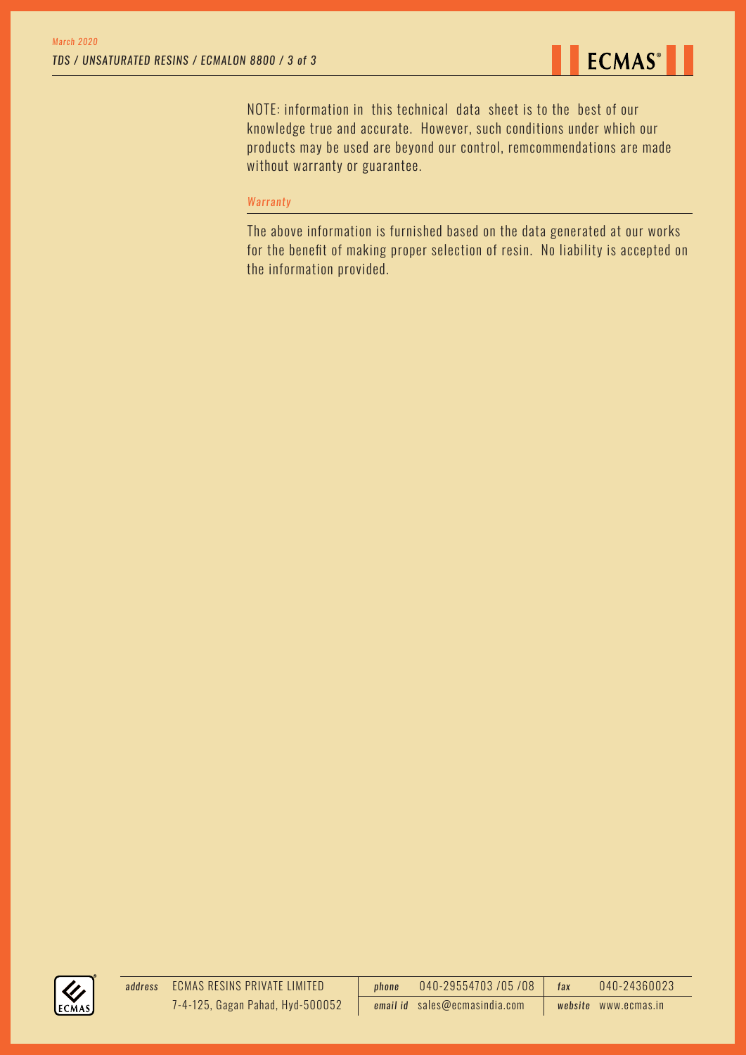NOTE: information in this technical data sheet is to the best of our knowledge true and accurate. However, such conditions under which our products may be used are beyond our control, remcommendations are made without warranty or guarantee.

## Warranty

The above information is furnished based on the data generated at our works for the benefit of making proper selection of resin. No liability is accepted on the information provided.